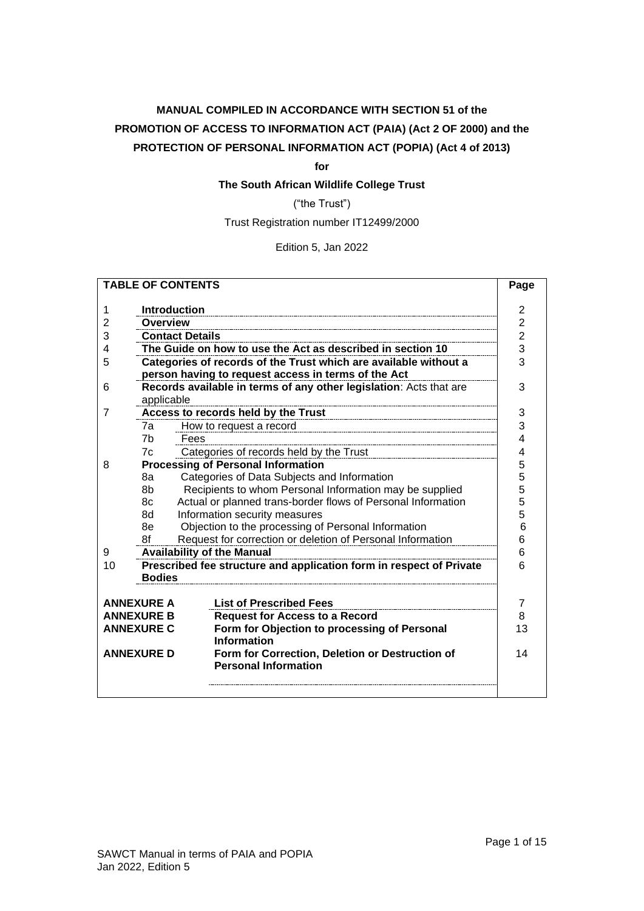**MANUAL COMPILED IN ACCORDANCE WITH SECTION 51 of the**

**PROMOTION OF ACCESS TO INFORMATION ACT (PAIA) (Act 2 OF 2000) and the**

**PROTECTION OF PERSONAL INFORMATION ACT (POPIA) (Act 4 of 2013)**

**for**

**The South African Wildlife College Trust**

("the Trust")

Trust Registration number IT12499/2000

Edition 5, Jan 2022

| **TABLE OF CONTENTS** | | | **Page** |
|---|---|---|---|
| 1 | **Introduction** | | 2 |
| 2 | **Overview** | | 2 |
| 3 | **Contact Details** | | 2 |
| 4 | **The Guide on how to use the Act as described in section 10** | | 3 |
| 5 | **Categories of records of the Trust which are available without a person having to request access in terms of the Act** | | 3 |
| 6 | **Records available in terms of any other legislation**: Acts that are applicable | | 3 |
| 7 | **Access to records held by the Trust** | | 3 |
| | 7a | How to request a record | 3 |
| | 7b | Fees | 4 |
| | 7c | Categories of records held by the Trust | 4 |
| 8 | **Processing of Personal Information** | | 5 |
| | 8a | Categories of Data Subjects and Information | 5 |
| | 8b | Recipients to whom Personal Information may be supplied | 5 |
| | 8c | Actual or planned trans-border flows of Personal Information | 5 |
| | 8d | Information security measures | 5 |
| | 8e | Objection to the processing of Personal Information | 6 |
| | 8f | Request for correction or deletion of Personal Information | 6 |
| 9 | **Availability of the Manual** | | 6 |
| 10 | **Prescribed fee structure and application form in respect of Private Bodies** | | 6 |
| **ANNEXURE A** | | **List of Prescribed Fees** | 7 |
| **ANNEXURE B** | | **Request for Access to a Record** | 8 |
| **ANNEXURE C** | | **Form for Objection to processing of Personal Information** | 13 |
| **ANNEXURE D** | | **Form for Correction, Deletion or Destruction of Personal Information** | 14 |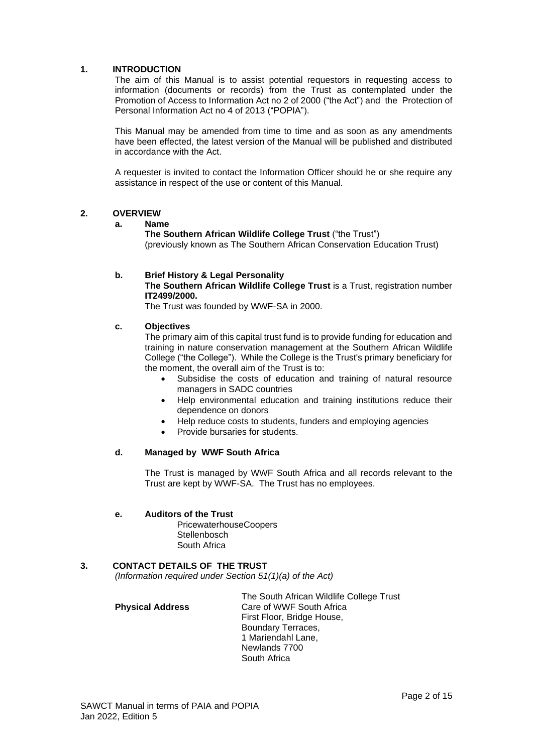## 1. INTRODUCTION

The aim of this Manual is to assist potential requestors in requesting access to information (documents or records) from the Trust as contemplated under the Promotion of Access to Information Act no 2 of 2000 ("the Act") and the Protection of Personal Information Act no 4 of 2013 ("POPIA").

This Manual may be amended from time to time and as soon as any amendments have been effected, the latest version of the Manual will be published and distributed in accordance with the Act.

A requester is invited to contact the Information Officer should he or she require any assistance in respect of the use or content of this Manual.

## 2. OVERVIEW

### a. Name

**The Southern African Wildlife College Trust** ("the Trust")
(previously known as The Southern African Conservation Education Trust)

### b. Brief History & Legal Personality

**The Southern African Wildlife College Trust** is a Trust, registration number **IT2499/2000.**

The Trust was founded by WWF-SA in 2000.

### c. Objectives

The primary aim of this capital trust fund is to provide funding for education and training in nature conservation management at the Southern African Wildlife College ("the College"). While the College is the Trust's primary beneficiary for the moment, the overall aim of the Trust is to:

- Subsidise the costs of education and training of natural resource managers in SADC countries
- Help environmental education and training institutions reduce their dependence on donors
- Help reduce costs to students, funders and employing agencies
- Provide bursaries for students.

### d. Managed by WWF South Africa

The Trust is managed by WWF South Africa and all records relevant to the Trust are kept by WWF-SA. The Trust has no employees.

### e. Auditors of the Trust

PricewaterhouseCoopers
Stellenbosch
South Africa

## 3. CONTACT DETAILS OF THE TRUST

*(Information required under Section 51(1)(a) of the Act)*

**Physical Address**

The South African Wildlife College Trust
Care of WWF South Africa
First Floor, Bridge House,
Boundary Terraces,
1 Mariendahl Lane,
Newlands 7700
South Africa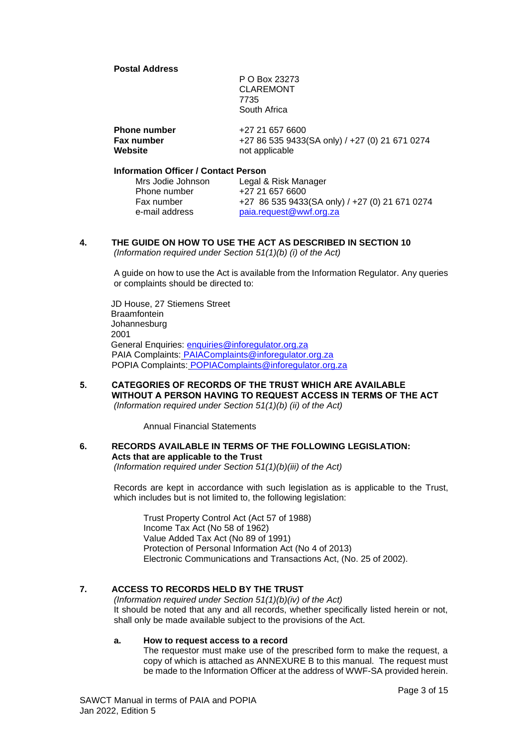**Postal Address**

P O Box 23273
CLAREMONT
7735
South Africa

| | |
|---|---|
| **Phone number** | +27 21 657 6600 |
| **Fax number** | +27 86 535 9433(SA only) / +27 (0) 21 671 0274 |
| **Website** | not applicable |

**Information Officer / Contact Person**

| | |
|---|---|
| Mrs Jodie Johnson | Legal & Risk Manager |
| Phone number | +27 21 657 6600 |
| Fax number | +27 86 535 9433(SA only) / +27 (0) 21 671 0274 |
| e-mail address | paia.request@wwf.org.za |

## 4. THE GUIDE ON HOW TO USE THE ACT AS DESCRIBED IN SECTION 10

*(Information required under Section 51(1)(b) (i) of the Act)*

A guide on how to use the Act is available from the Information Regulator. Any queries or complaints should be directed to:

JD House, 27 Stiemens Street
Braamfontein
Johannesburg
2001
General Enquiries: enquiries@inforegulator.org.za
PAIA Complaints: PAIAComplaints@inforegulator.org.za
POPIA Complaints: POPIAComplaints@inforegulator.org.za

## 5. CATEGORIES OF RECORDS OF THE TRUST WHICH ARE AVAILABLE WITHOUT A PERSON HAVING TO REQUEST ACCESS IN TERMS OF THE ACT

*(Information required under Section 51(1)(b) (ii) of the Act)*

Annual Financial Statements

## 6. RECORDS AVAILABLE IN TERMS OF THE FOLLOWING LEGISLATION: Acts that are applicable to the Trust

*(Information required under Section 51(1)(b)(iii) of the Act)*

Records are kept in accordance with such legislation as is applicable to the Trust, which includes but is not limited to, the following legislation:

Trust Property Control Act (Act 57 of 1988)
Income Tax Act (No 58 of 1962)
Value Added Tax Act (No 89 of 1991)
Protection of Personal Information Act (No 4 of 2013)
Electronic Communications and Transactions Act, (No. 25 of 2002).

## 7. ACCESS TO RECORDS HELD BY THE TRUST

*(Information required under Section 51(1)(b)(iv) of the Act)*
It should be noted that any and all records, whether specifically listed herein or not, shall only be made available subject to the provisions of the Act.

### a. How to request access to a record

The requestor must make use of the prescribed form to make the request, a copy of which is attached as ANNEXURE B to this manual. The request must be made to the Information Officer at the address of WWF-SA provided herein.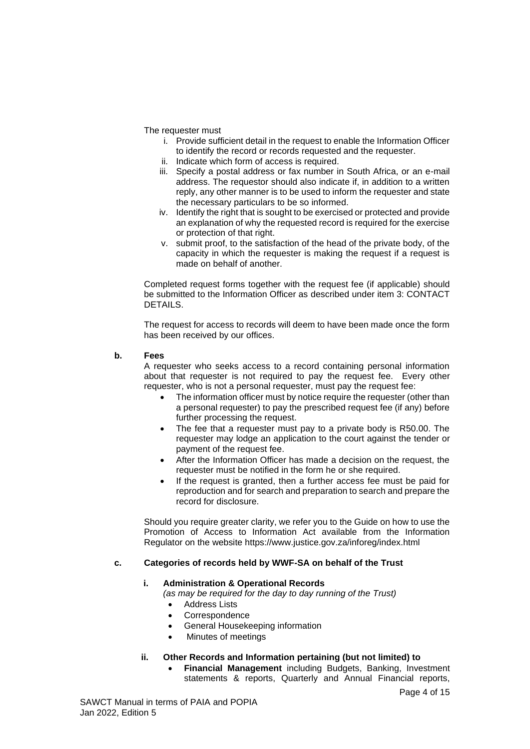The requester must

i. Provide sufficient detail in the request to enable the Information Officer to identify the record or records requested and the requester.
ii. Indicate which form of access is required.
iii. Specify a postal address or fax number in South Africa, or an e-mail address. The requestor should also indicate if, in addition to a written reply, any other manner is to be used to inform the requester and state the necessary particulars to be so informed.
iv. Identify the right that is sought to be exercised or protected and provide an explanation of why the requested record is required for the exercise or protection of that right.
v. submit proof, to the satisfaction of the head of the private body, of the capacity in which the requester is making the request if a request is made on behalf of another.

Completed request forms together with the request fee (if applicable) should be submitted to the Information Officer as described under item 3: CONTACT DETAILS.

The request for access to records will deem to have been made once the form has been received by our offices.

**b. Fees**

A requester who seeks access to a record containing personal information about that requester is not required to pay the request fee. Every other requester, who is not a personal requester, must pay the request fee:

- The information officer must by notice require the requester (other than a personal requester) to pay the prescribed request fee (if any) before further processing the request.
- The fee that a requester must pay to a private body is R50.00. The requester may lodge an application to the court against the tender or payment of the request fee.
- After the Information Officer has made a decision on the request, the requester must be notified in the form he or she required.
- If the request is granted, then a further access fee must be paid for reproduction and for search and preparation to search and prepare the record for disclosure.

Should you require greater clarity, we refer you to the Guide on how to use the Promotion of Access to Information Act available from the Information Regulator on the website https://www.justice.gov.za/inforeg/index.html

**c. Categories of records held by WWF-SA on behalf of the Trust**

**i. Administration & Operational Records**

*(as may be required for the day to day running of the Trust)*

- Address Lists
- Correspondence
- General Housekeeping information
- Minutes of meetings

**ii. Other Records and Information pertaining (but not limited) to**

- **Financial Management** including Budgets, Banking, Investment statements & reports, Quarterly and Annual Financial reports,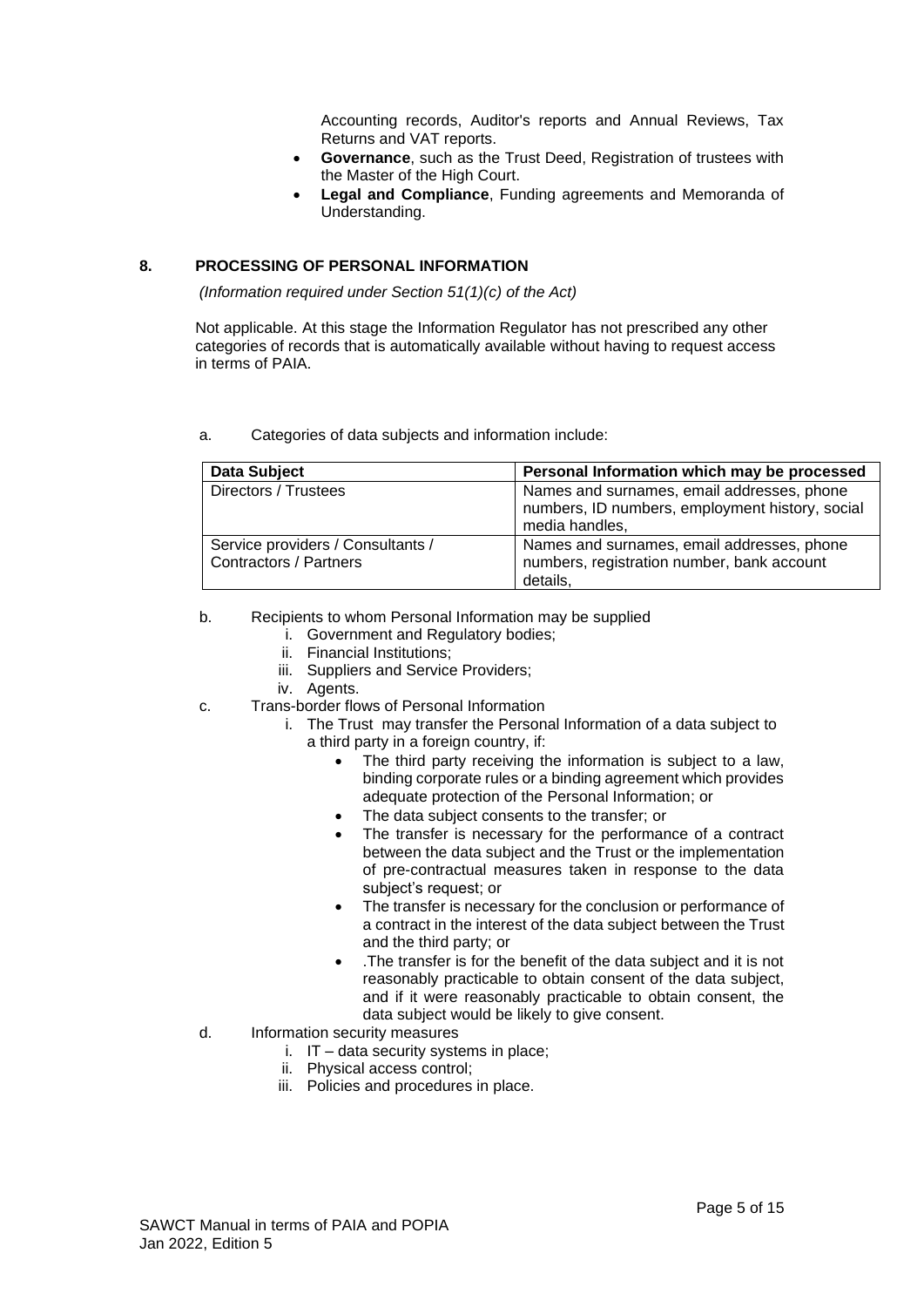Accounting records, Auditor's reports and Annual Reviews, Tax Returns and VAT reports.

- **Governance**, such as the Trust Deed, Registration of trustees with the Master of the High Court.
- **Legal and Compliance**, Funding agreements and Memoranda of Understanding.

## 8. PROCESSING OF PERSONAL INFORMATION

*(Information required under Section 51(1)(c) of the Act)*

Not applicable. At this stage the Information Regulator has not prescribed any other categories of records that is automatically available without having to request access in terms of PAIA.

a. Categories of data subjects and information include:

| Data Subject | Personal Information which may be processed |
|---|---|
| Directors / Trustees | Names and surnames, email addresses, phone numbers, ID numbers, employment history, social media handles, |
| Service providers / Consultants / Contractors / Partners | Names and surnames, email addresses, phone numbers, registration number, bank account details, |

b. Recipients to whom Personal Information may be supplied
   i. Government and Regulatory bodies;
   ii. Financial Institutions;
   iii. Suppliers and Service Providers;
   iv. Agents.

c. Trans-border flows of Personal Information
   i. The Trust may transfer the Personal Information of a data subject to a third party in a foreign country, if:
      - The third party receiving the information is subject to a law, binding corporate rules or a binding agreement which provides adequate protection of the Personal Information; or
      - The data subject consents to the transfer; or
      - The transfer is necessary for the performance of a contract between the data subject and the Trust or the implementation of pre-contractual measures taken in response to the data subject's request; or
      - The transfer is necessary for the conclusion or performance of a contract in the interest of the data subject between the Trust and the third party; or
      - .The transfer is for the benefit of the data subject and it is not reasonably practicable to obtain consent of the data subject, and if it were reasonably practicable to obtain consent, the data subject would be likely to give consent.

d. Information security measures
   i. IT – data security systems in place;
   ii. Physical access control;
   iii. Policies and procedures in place.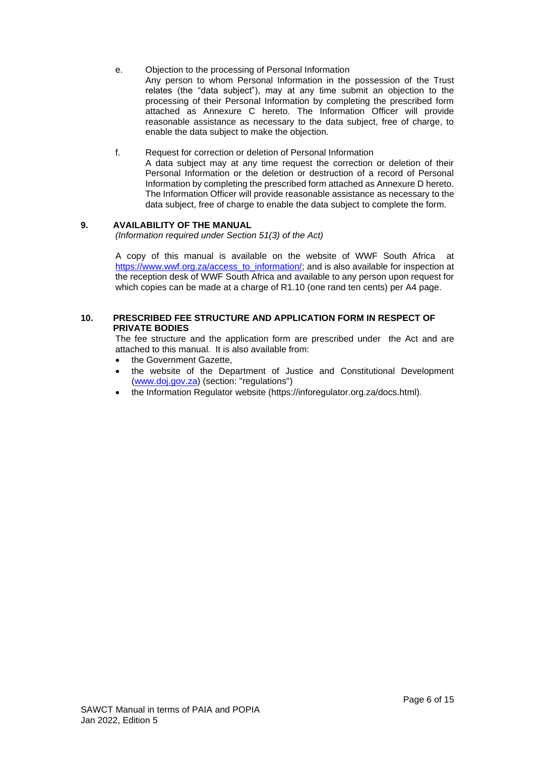e. Objection to the processing of Personal Information

Any person to whom Personal Information in the possession of the Trust relates (the "data subject"), may at any time submit an objection to the processing of their Personal Information by completing the prescribed form attached as Annexure C hereto. The Information Officer will provide reasonable assistance as necessary to the data subject, free of charge, to enable the data subject to make the objection.

f. Request for correction or deletion of Personal Information

A data subject may at any time request the correction or deletion of their Personal Information or the deletion or destruction of a record of Personal Information by completing the prescribed form attached as Annexure D hereto. The Information Officer will provide reasonable assistance as necessary to the data subject, free of charge to enable the data subject to complete the form.

## 9. AVAILABILITY OF THE MANUAL

*(Information required under Section 51(3) of the Act)*

A copy of this manual is available on the website of WWF South Africa at https://www.wwf.org.za/access_to_information/; and is also available for inspection at the reception desk of WWF South Africa and available to any person upon request for which copies can be made at a charge of R1.10 (one rand ten cents) per A4 page.

## 10. PRESCRIBED FEE STRUCTURE AND APPLICATION FORM IN RESPECT OF PRIVATE BODIES

The fee structure and the application form are prescribed under the Act and are attached to this manual. It is also available from:

- the Government Gazette,
- the website of the Department of Justice and Constitutional Development (www.doj.gov.za) (section: "regulations")
- the Information Regulator website (https://inforegulator.org.za/docs.html).

SAWCT Manual in terms of PAIA and POPIA
Jan 2022, Edition 5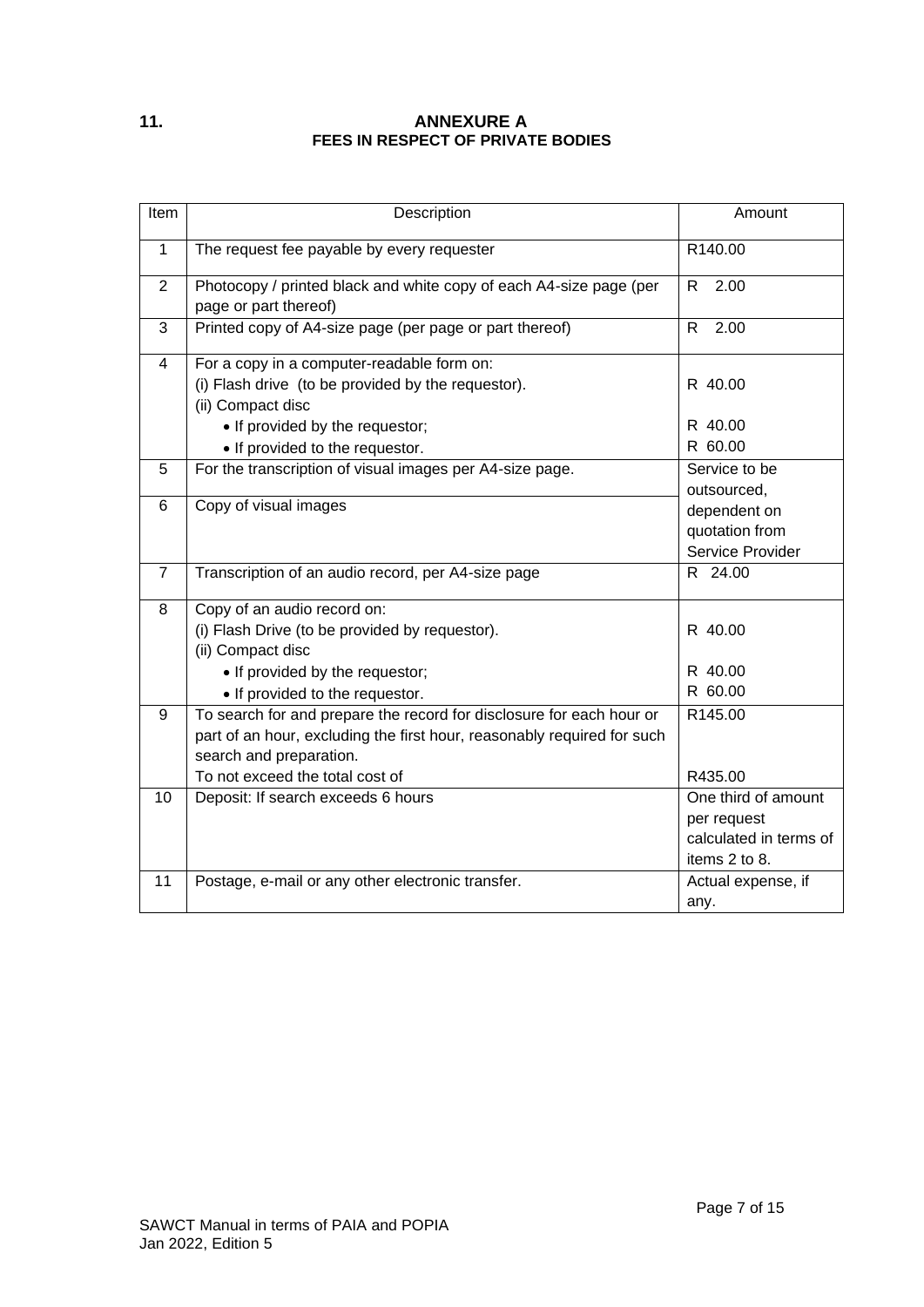## 11. ANNEXURE A
### FEES IN RESPECT OF PRIVATE BODIES

| Item | Description | Amount |
|---|---|---|
| 1 | The request fee payable by every requester | R140.00 |
| 2 | Photocopy / printed black and white copy of each A4-size page (per page or part thereof) | R 2.00 |
| 3 | Printed copy of A4-size page (per page or part thereof) | R 2.00 |
| 4 | For a copy in a computer-readable form on:<br>(i) Flash drive (to be provided by the requestor).<br>(ii) Compact disc<br>• If provided by the requestor;<br>• If provided to the requestor. | <br>R 40.00<br><br>R 40.00<br>R 60.00 |
| 5 | For the transcription of visual images per A4-size page. | Service to be outsourced, dependent on quotation from Service Provider |
| 6 | Copy of visual images | |
| 7 | Transcription of an audio record, per A4-size page | R 24.00 |
| 8 | Copy of an audio record on:<br>(i) Flash Drive (to be provided by requestor).<br>(ii) Compact disc<br>• If provided by the requestor;<br>• If provided to the requestor. | <br>R 40.00<br><br>R 40.00<br>R 60.00 |
| 9 | To search for and prepare the record for disclosure for each hour or part of an hour, excluding the first hour, reasonably required for such search and preparation.<br>To not exceed the total cost of | R145.00<br><br><br>R435.00 |
| 10 | Deposit: If search exceeds 6 hours | One third of amount per request calculated in terms of items 2 to 8. |
| 11 | Postage, e-mail or any other electronic transfer. | Actual expense, if any. |

SAWCT Manual in terms of PAIA and POPIA
Jan 2022, Edition 5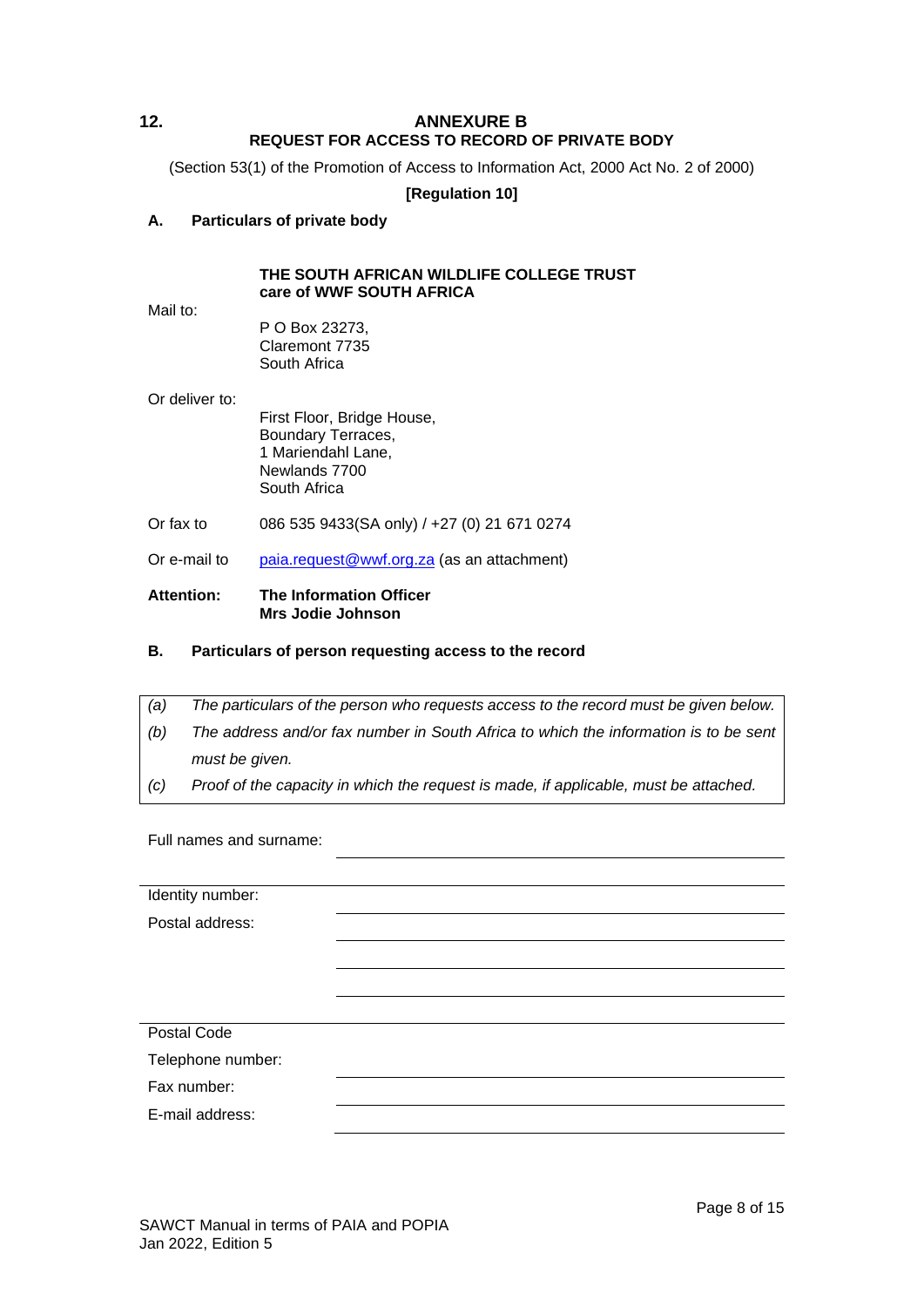## 12. ANNEXURE B

### REQUEST FOR ACCESS TO RECORD OF PRIVATE BODY

(Section 53(1) of the Promotion of Access to Information Act, 2000 Act No. 2 of 2000)

**[Regulation 10]**

**A. Particulars of private body**

**THE SOUTH AFRICAN WILDLIFE COLLEGE TRUST**
**care of WWF SOUTH AFRICA**

Mail to:

P O Box 23273,
Claremont 7735
South Africa

Or deliver to:

First Floor, Bridge House,
Boundary Terraces,
1 Mariendahl Lane,
Newlands 7700
South Africa

Or fax to: 086 535 9433(SA only) / +27 (0) 21 671 0274

Or e-mail to: paia.request@wwf.org.za (as an attachment)

**Attention:** **The Information Officer**
**Mrs Jodie Johnson**

**B. Particulars of person requesting access to the record**

*(a) The particulars of the person who requests access to the record must be given below.*

*(b) The address and/or fax number in South Africa to which the information is to be sent must be given.*

*(c) Proof of the capacity in which the request is made, if applicable, must be attached.*

Full names and surname: ______________________________

Identity number: ______________________________

Postal address: ______________________________

______________________________

______________________________

Postal Code ______________________________

Telephone number: ______________________________

Fax number: ______________________________

E-mail address: ______________________________

SAWCT Manual in terms of PAIA and POPIA
Jan 2022, Edition 5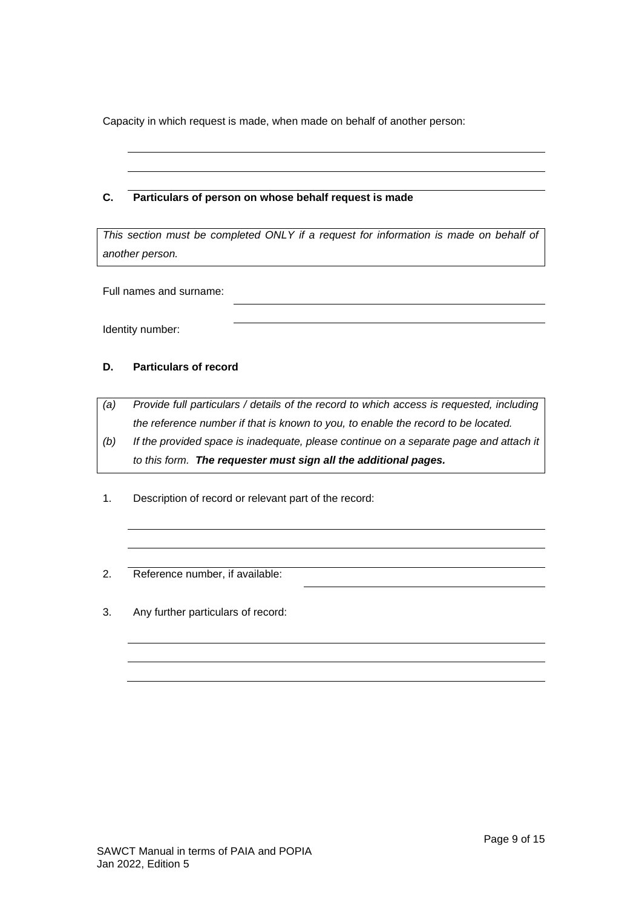Capacity in which request is made, when made on behalf of another person:

\_\_\_\_\_\_\_\_\_\_\_\_\_\_\_\_\_\_\_\_\_\_\_\_\_\_\_\_\_\_\_\_\_\_\_\_\_\_\_\_\_\_\_\_\_\_\_\_

\_\_\_\_\_\_\_\_\_\_\_\_\_\_\_\_\_\_\_\_\_\_\_\_\_\_\_\_\_\_\_\_\_\_\_\_\_\_\_\_\_\_\_\_\_\_\_\_

\_\_\_\_\_\_\_\_\_\_\_\_\_\_\_\_\_\_\_\_\_\_\_\_\_\_\_\_\_\_\_\_\_\_\_\_\_\_\_\_\_\_\_\_\_\_\_\_

**C. Particulars of person on whose behalf request is made**

*This section must be completed ONLY if a request for information is made on behalf of another person.*

Full names and surname: \_\_\_\_\_\_\_\_\_\_\_\_\_\_\_\_\_\_\_\_\_\_\_\_\_\_\_\_\_\_\_\_\_\_\_\_

Identity number: \_\_\_\_\_\_\_\_\_\_\_\_\_\_\_\_\_\_\_\_\_\_\_\_\_\_\_\_\_\_\_\_\_\_\_\_

**D. Particulars of record**

*(a) Provide full particulars / details of the record to which access is requested, including the reference number if that is known to you, to enable the record to be located.*

*(b) If the provided space is inadequate, please continue on a separate page and attach it to this form.* ***The requester must sign all the additional pages.***

1. Description of record or relevant part of the record:

\_\_\_\_\_\_\_\_\_\_\_\_\_\_\_\_\_\_\_\_\_\_\_\_\_\_\_\_\_\_\_\_\_\_\_\_\_\_\_\_\_\_\_\_\_\_\_\_

\_\_\_\_\_\_\_\_\_\_\_\_\_\_\_\_\_\_\_\_\_\_\_\_\_\_\_\_\_\_\_\_\_\_\_\_\_\_\_\_\_\_\_\_\_\_\_\_

\_\_\_\_\_\_\_\_\_\_\_\_\_\_\_\_\_\_\_\_\_\_\_\_\_\_\_\_\_\_\_\_\_\_\_\_\_\_\_\_\_\_\_\_\_\_\_\_

2. Reference number, if available: \_\_\_\_\_\_\_\_\_\_\_\_\_\_\_\_\_\_\_\_\_\_\_\_\_\_\_\_

3. Any further particulars of record:

\_\_\_\_\_\_\_\_\_\_\_\_\_\_\_\_\_\_\_\_\_\_\_\_\_\_\_\_\_\_\_\_\_\_\_\_\_\_\_\_\_\_\_\_\_\_\_\_

\_\_\_\_\_\_\_\_\_\_\_\_\_\_\_\_\_\_\_\_\_\_\_\_\_\_\_\_\_\_\_\_\_\_\_\_\_\_\_\_\_\_\_\_\_\_\_\_

\_\_\_\_\_\_\_\_\_\_\_\_\_\_\_\_\_\_\_\_\_\_\_\_\_\_\_\_\_\_\_\_\_\_\_\_\_\_\_\_\_\_\_\_\_\_\_\_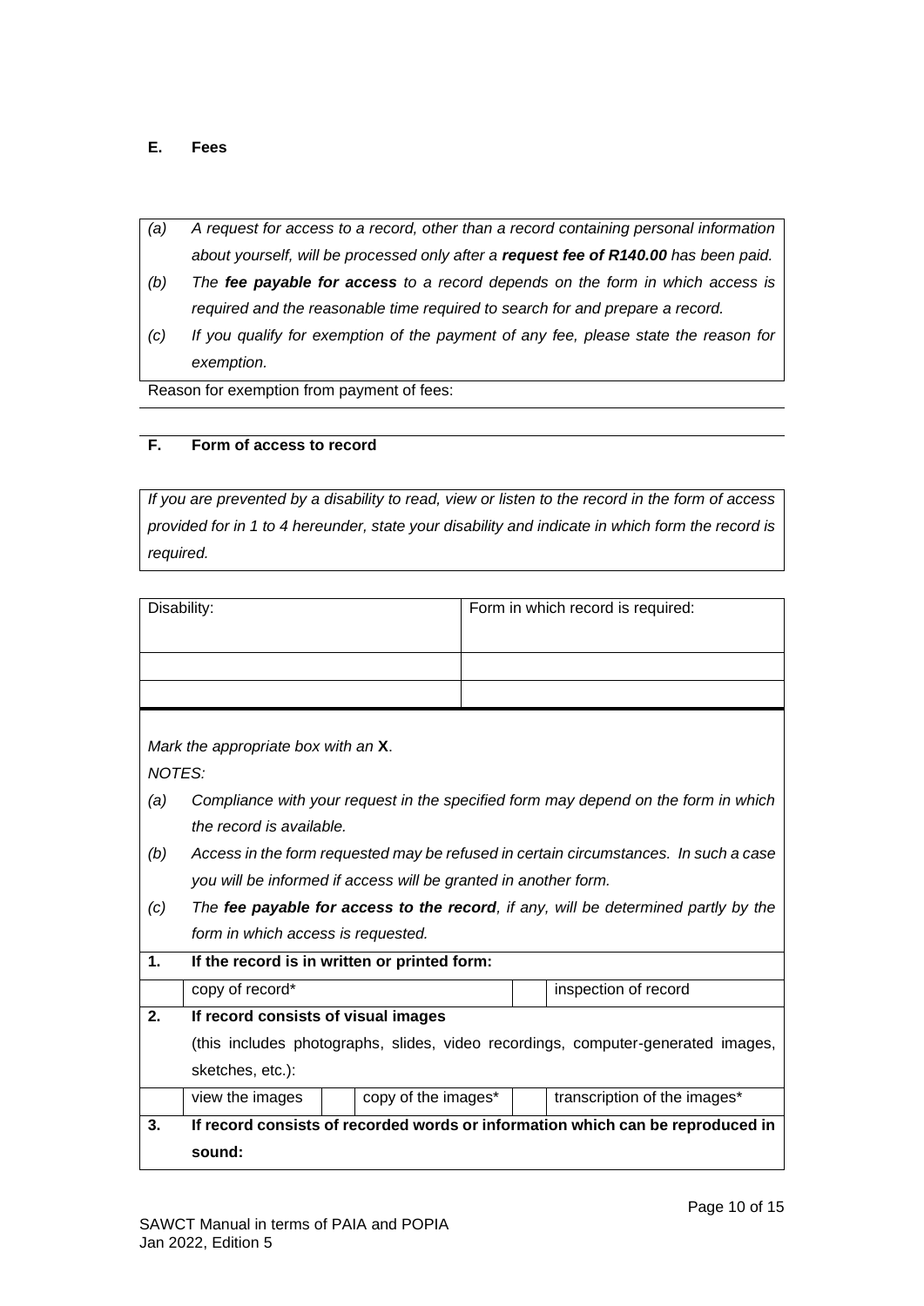**E. Fees**

*(a) A request for access to a record, other than a record containing personal information about yourself, will be processed only after a **request fee of R140.00** has been paid.*

*(b) The **fee payable for access** to a record depends on the form in which access is required and the reasonable time required to search for and prepare a record.*

*(c) If you qualify for exemption of the payment of any fee, please state the reason for exemption.*

Reason for exemption from payment of fees:

**F. Form of access to record**

*If you are prevented by a disability to read, view or listen to the record in the form of access provided for in 1 to 4 hereunder, state your disability and indicate in which form the record is required.*

| Disability: | Form in which record is required: |
|---|---|
| | |
| | |

*Mark the appropriate box with an* **X**.

*NOTES:*

*(a) Compliance with your request in the specified form may depend on the form in which the record is available.*

*(b) Access in the form requested may be refused in certain circumstances. In such a case you will be informed if access will be granted in another form.*

*(c) The **fee payable for access to the record**, if any, will be determined partly by the form in which access is requested.*

| | | | | | |
|---|---|---|---|---|---|
| **1.** | **If the record is in written or printed form:** | | | | |
| | copy of record* | | | | inspection of record |
| **2.** | **If record consists of visual images** (this includes photographs, slides, video recordings, computer-generated images, sketches, etc.): | | | | |
| | view the images | | copy of the images* | | transcription of the images* |
| **3.** | **If record consists of recorded words or information which can be reproduced in sound:** | | | | |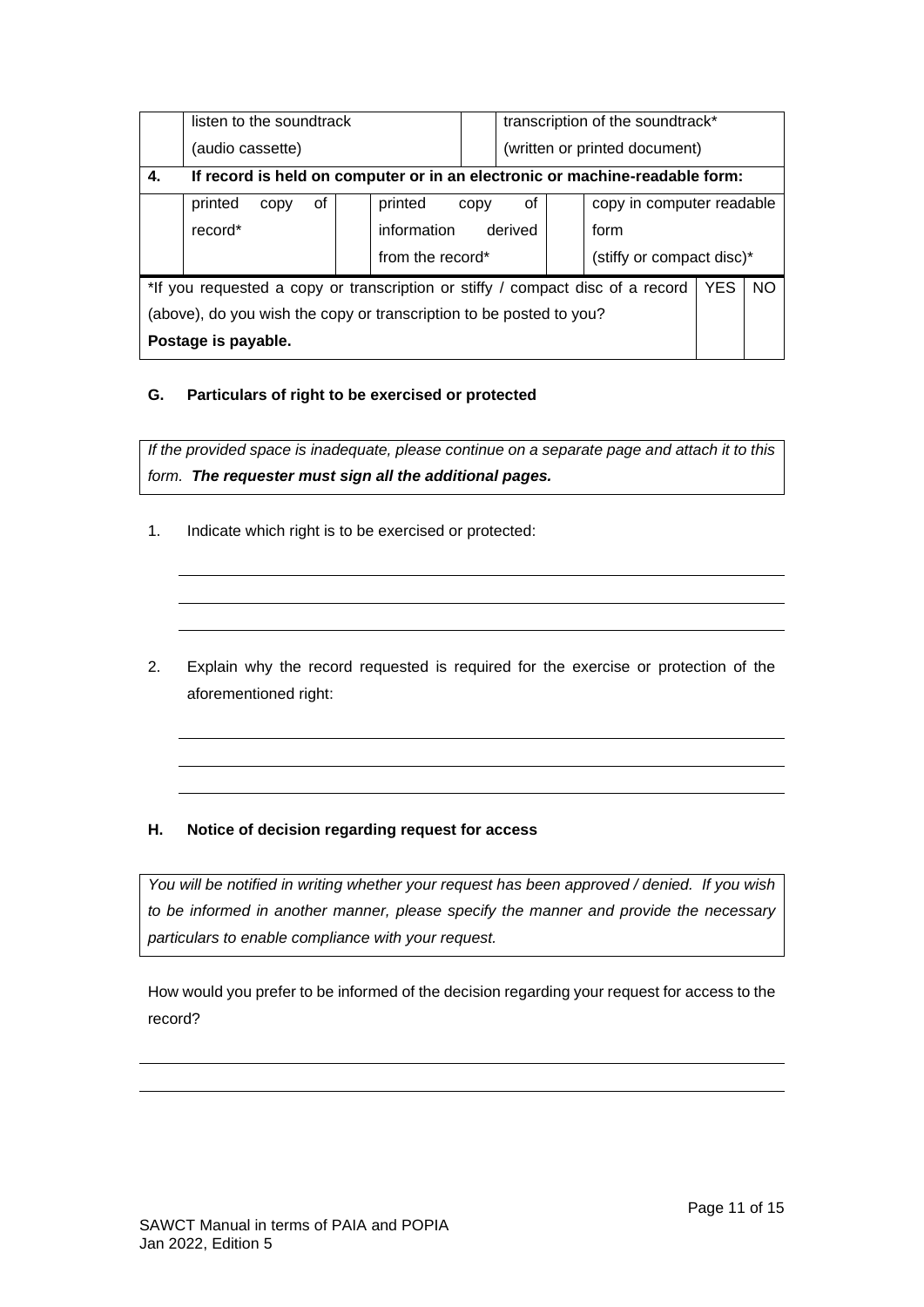| | listen to the soundtrack (audio cassette) | | transcription of the soundtrack* (written or printed document) | | |
|---|---|---|---|---|---|
| **4.** | **If record is held on computer or in an electronic or machine-readable form:** | | | | |
| | printed copy of record* | | printed copy of information derived from the record* | | copy in computer readable form (stiffy or compact disc)* |

| *If you requested a copy or transcription or stiffy / compact disc of a record (above), do you wish the copy or transcription to be posted to you? **Postage is payable.** | YES | NO |
|---|---|---|
| | | |

### G. Particulars of right to be exercised or protected

*If the provided space is inadequate, please continue on a separate page and attach it to this form.* ***The requester must sign all the additional pages.***

1. Indicate which right is to be exercised or protected:

_______________________________________________

_______________________________________________

_______________________________________________

2. Explain why the record requested is required for the exercise or protection of the aforementioned right:

_______________________________________________

_______________________________________________

_______________________________________________

### H. Notice of decision regarding request for access

*You will be notified in writing whether your request has been approved / denied. If you wish to be informed in another manner, please specify the manner and provide the necessary particulars to enable compliance with your request.*

How would you prefer to be informed of the decision regarding your request for access to the record?

_______________________________________________

_______________________________________________

SAWCT Manual in terms of PAIA and POPIA
Jan 2022, Edition 5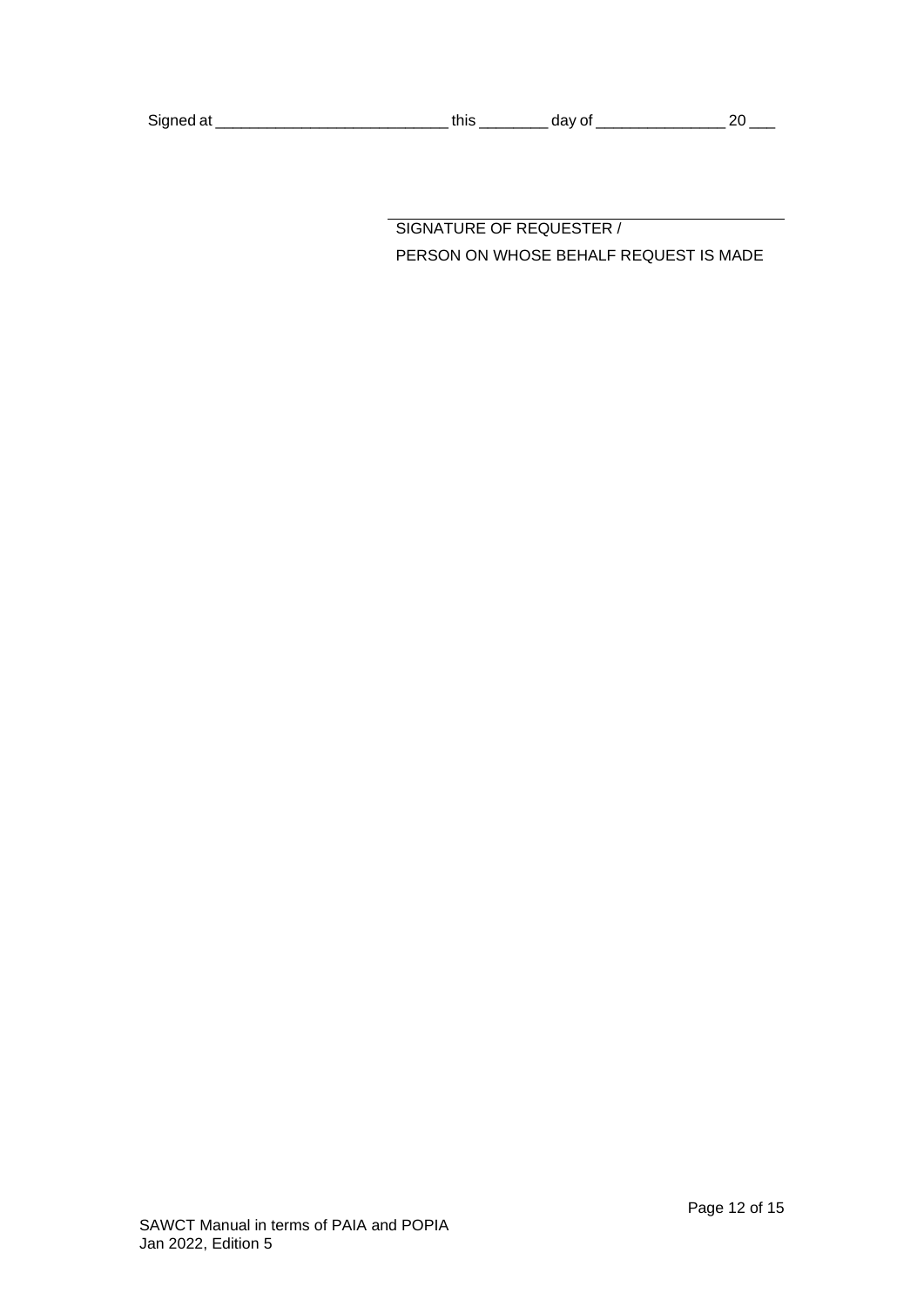Signed at ___________________________ this ________ day of _______________ 20 ___

\_\_\_\_\_\_\_\_\_\_\_\_\_\_\_\_\_\_\_\_\_\_\_\_\_\_\_\_\_\_\_\_\_\_\_\_\_\_\_\_\_\_\_\_

SIGNATURE OF REQUESTER /

PERSON ON WHOSE BEHALF REQUEST IS MADE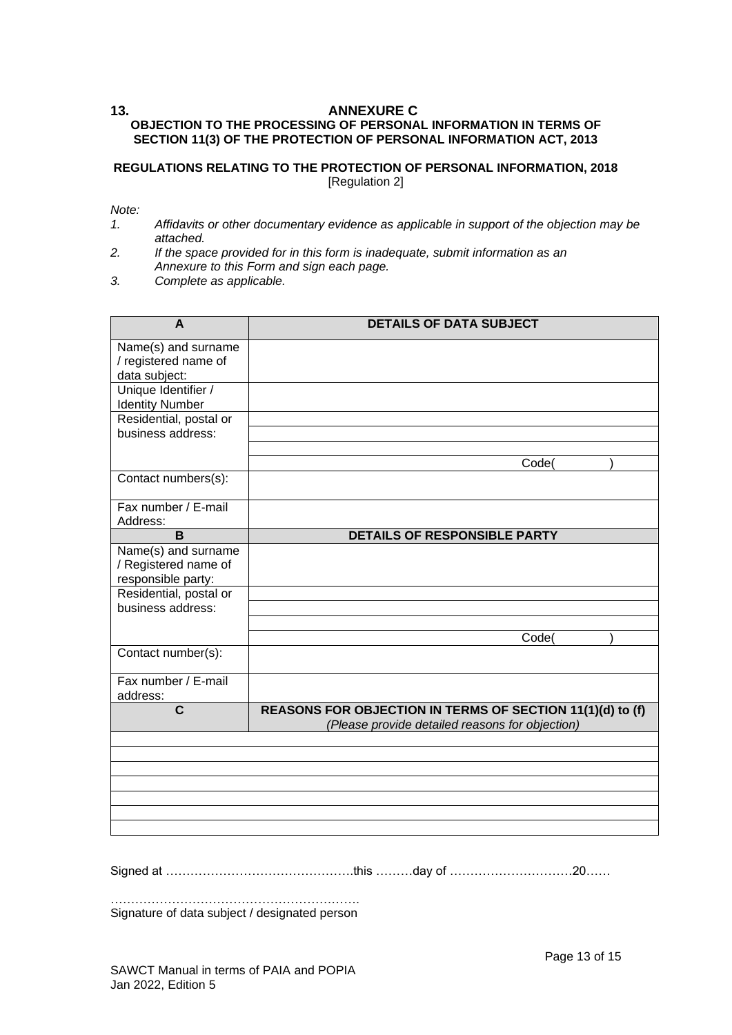## 13. ANNEXURE C

**OBJECTION TO THE PROCESSING OF PERSONAL INFORMATION IN TERMS OF SECTION 11(3) OF THE PROTECTION OF PERSONAL INFORMATION ACT, 2013**

**REGULATIONS RELATING TO THE PROTECTION OF PERSONAL INFORMATION, 2018**
[Regulation 2]

*Note:*

1. *Affidavits or other documentary evidence as applicable in support of the objection may be attached.*
2. *If the space provided for in this form is inadequate, submit information as an Annexure to this Form and sign each page.*
3. *Complete as applicable.*

| **A** | **DETAILS OF DATA SUBJECT** |
|---|---|
| Name(s) and surname / registered name of data subject: | |
| Unique Identifier / Identity Number | |
| Residential, postal or business address: | |
| | |
| | |
| | Code( ) |
| Contact numbers(s): | |
| Fax number / E-mail Address: | |
| **B** | **DETAILS OF RESPONSIBLE PARTY** |
| Name(s) and surname / Registered name of responsible party: | |
| Residential, postal or business address: | |
| | |
| | |
| | Code( ) |
| Contact number(s): | |
| Fax number / E-mail address: | |
| **C** | **REASONS FOR OBJECTION IN TERMS OF SECTION 11(1)(d) to (f)** *(Please provide detailed reasons for objection)* |
| | |
| | |
| | |
| | |
| | |
| | |
| | |

Signed at ……………………………………….this ………day of …………………………20……

…………………………………………………….
Signature of data subject / designated person

SAWCT Manual in terms of PAIA and POPIA
Jan 2022, Edition 5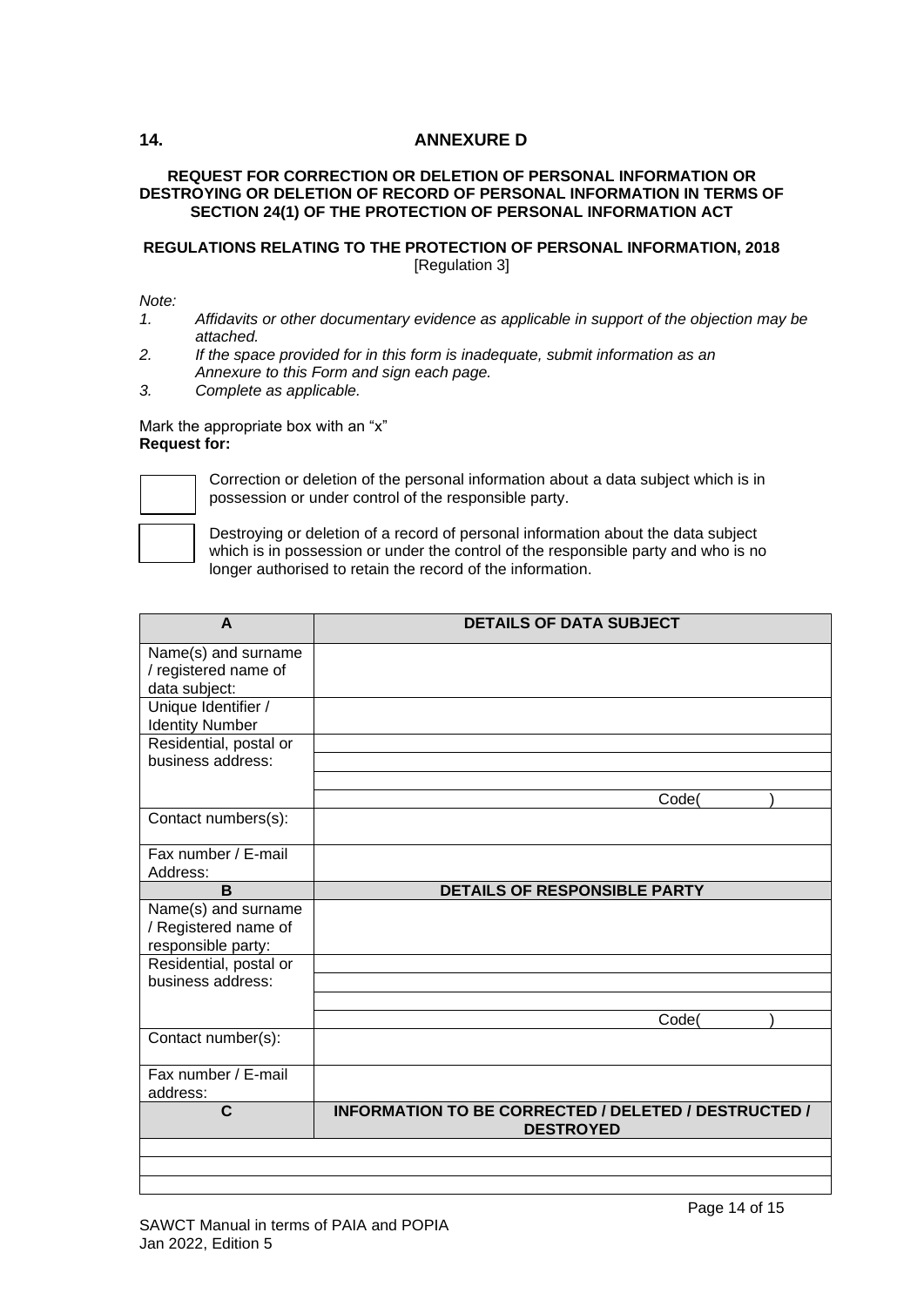## 14. ANNEXURE D

**REQUEST FOR CORRECTION OR DELETION OF PERSONAL INFORMATION OR DESTROYING OR DELETION OF RECORD OF PERSONAL INFORMATION IN TERMS OF SECTION 24(1) OF THE PROTECTION OF PERSONAL INFORMATION ACT**

**REGULATIONS RELATING TO THE PROTECTION OF PERSONAL INFORMATION, 2018**
[Regulation 3]

*Note:*

1. *Affidavits or other documentary evidence as applicable in support of the objection may be attached.*
2. *If the space provided for in this form is inadequate, submit information as an Annexure to this Form and sign each page.*
3. *Complete as applicable.*

Mark the appropriate box with an "x"
**Request for:**

☐ Correction or deletion of the personal information about a data subject which is in possession or under control of the responsible party.

☐ Destroying or deletion of a record of personal information about the data subject which is in possession or under the control of the responsible party and who is no longer authorised to retain the record of the information.

| **A** | **DETAILS OF DATA SUBJECT** |
|---|---|
| Name(s) and surname / registered name of data subject: | |
| Unique Identifier / Identity Number | |
| Residential, postal or business address: | |
| | |
| | |
| | Code(    ) |
| Contact numbers(s): | |
| Fax number / E-mail Address: | |
| **B** | **DETAILS OF RESPONSIBLE PARTY** |
| Name(s) and surname / Registered name of responsible party: | |
| Residential, postal or business address: | |
| | |
| | |
| | Code(    ) |
| Contact number(s): | |
| Fax number / E-mail address: | |
| **C** | **INFORMATION TO BE CORRECTED / DELETED / DESTRUCTED / DESTROYED** |
| | |
| | |
| | |

SAWCT Manual in terms of PAIA and POPIA
Jan 2022, Edition 5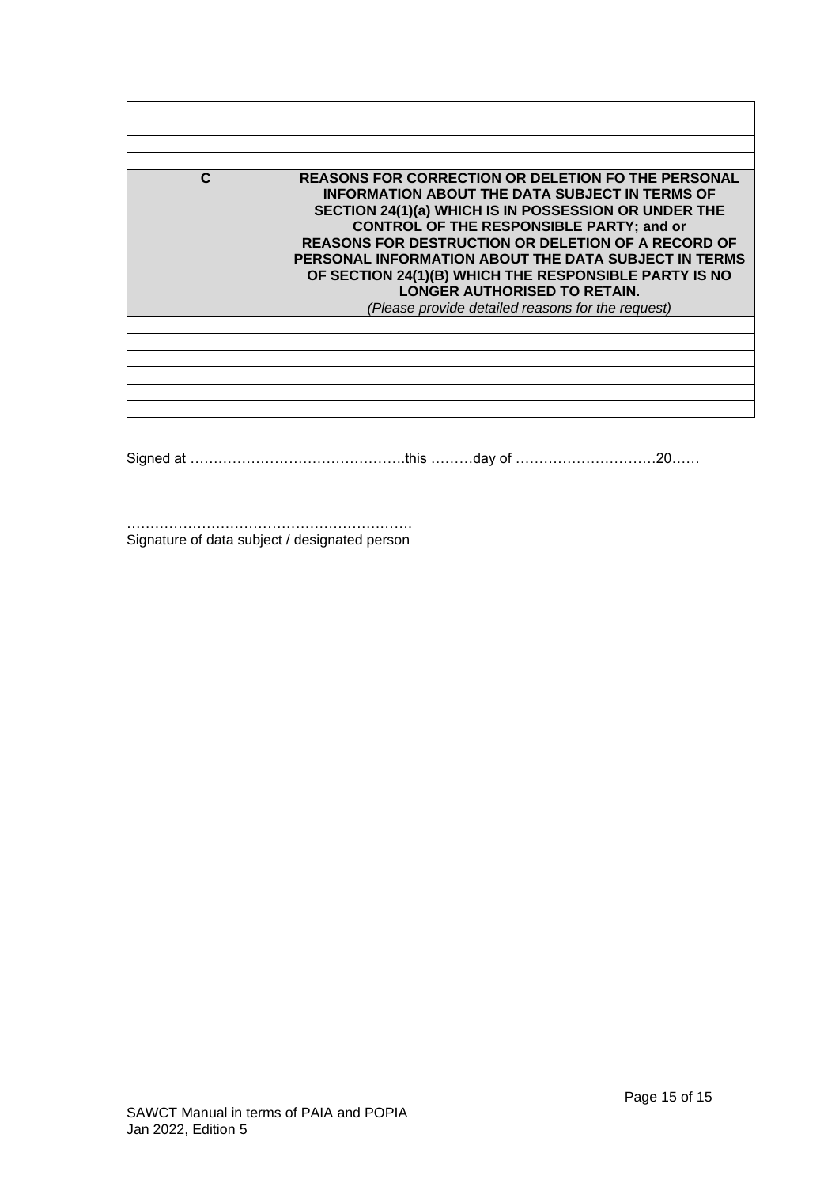| | |
|---|---|
| | |
| | |
| | |
| | |
| **C** | **REASONS FOR CORRECTION OR DELETION FO THE PERSONAL INFORMATION ABOUT THE DATA SUBJECT IN TERMS OF SECTION 24(1)(a) WHICH IS IN POSSESSION OR UNDER THE CONTROL OF THE RESPONSIBLE PARTY; and or REASONS FOR DESTRUCTION OR DELETION OF A RECORD OF PERSONAL INFORMATION ABOUT THE DATA SUBJECT IN TERMS OF SECTION 24(1)(B) WHICH THE RESPONSIBLE PARTY IS NO LONGER AUTHORISED TO RETAIN.** *(Please provide detailed reasons for the request)* |
| | |
| | |
| | |
| | |
| | |
| | |

Signed at ……………………………………….this ………day of …………………………20……

…………………………………………………….
Signature of data subject / designated person

SAWCT Manual in terms of PAIA and POPIA
Jan 2022, Edition 5